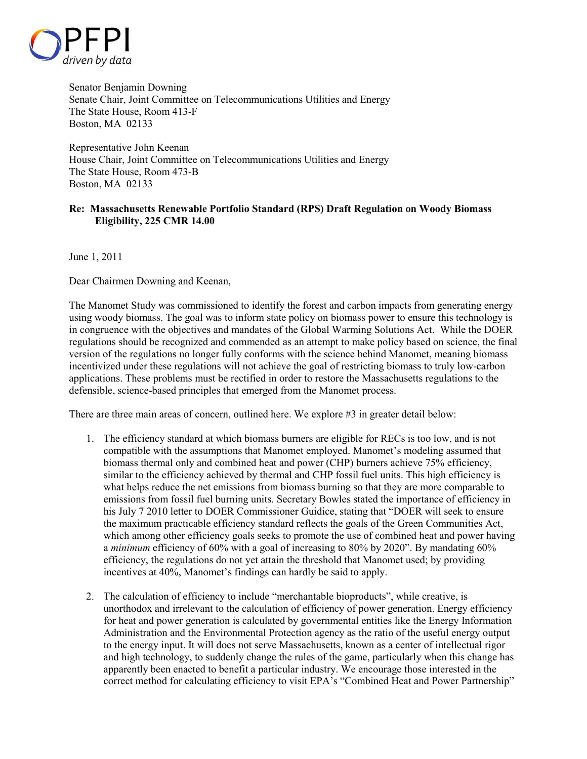PFPI

*driven by data*

Senator Benjamin Downing
Senate Chair, Joint Committee on Telecommunications Utilities and Energy
The State House, Room 413-F
Boston, MA 02133

Representative John Keenan
House Chair, Joint Committee on Telecommunications Utilities and Energy
The State House, Room 473-B
Boston, MA 02133

**Re: Massachusetts Renewable Portfolio Standard (RPS) Draft Regulation on Woody Biomass Eligibility, 225 CMR 14.00**

June 1, 2011

Dear Chairmen Downing and Keenan,

The Manomet Study was commissioned to identify the forest and carbon impacts from generating energy using woody biomass. The goal was to inform state policy on biomass power to ensure this technology is in congruence with the objectives and mandates of the Global Warming Solutions Act. While the DOER regulations should be recognized and commended as an attempt to make policy based on science, the final version of the regulations no longer fully conforms with the science behind Manomet, meaning biomass incentivized under these regulations will not achieve the goal of restricting biomass to truly low-carbon applications. These problems must be rectified in order to restore the Massachusetts regulations to the defensible, science-based principles that emerged from the Manomet process.

There are three main areas of concern, outlined here. We explore #3 in greater detail below:

1. The efficiency standard at which biomass burners are eligible for RECs is too low, and is not compatible with the assumptions that Manomet employed. Manomet's modeling assumed that biomass thermal only and combined heat and power (CHP) burners achieve 75% efficiency, similar to the efficiency achieved by thermal and CHP fossil fuel units. This high efficiency is what helps reduce the net emissions from biomass burning so that they are more comparable to emissions from fossil fuel burning units. Secretary Bowles stated the importance of efficiency in his July 7 2010 letter to DOER Commissioner Guidice, stating that "DOER will seek to ensure the maximum practicable efficiency standard reflects the goals of the Green Communities Act, which among other efficiency goals seeks to promote the use of combined heat and power having a *minimum* efficiency of 60% with a goal of increasing to 80% by 2020". By mandating 60% efficiency, the regulations do not yet attain the threshold that Manomet used; by providing incentives at 40%, Manomet's findings can hardly be said to apply.

2. The calculation of efficiency to include "merchantable bioproducts", while creative, is unorthodox and irrelevant to the calculation of efficiency of power generation. Energy efficiency for heat and power generation is calculated by governmental entities like the Energy Information Administration and the Environmental Protection agency as the ratio of the useful energy output to the energy input. It will does not serve Massachusetts, known as a center of intellectual rigor and high technology, to suddenly change the rules of the game, particularly when this change has apparently been enacted to benefit a particular industry. We encourage those interested in the correct method for calculating efficiency to visit EPA's "Combined Heat and Power Partnership"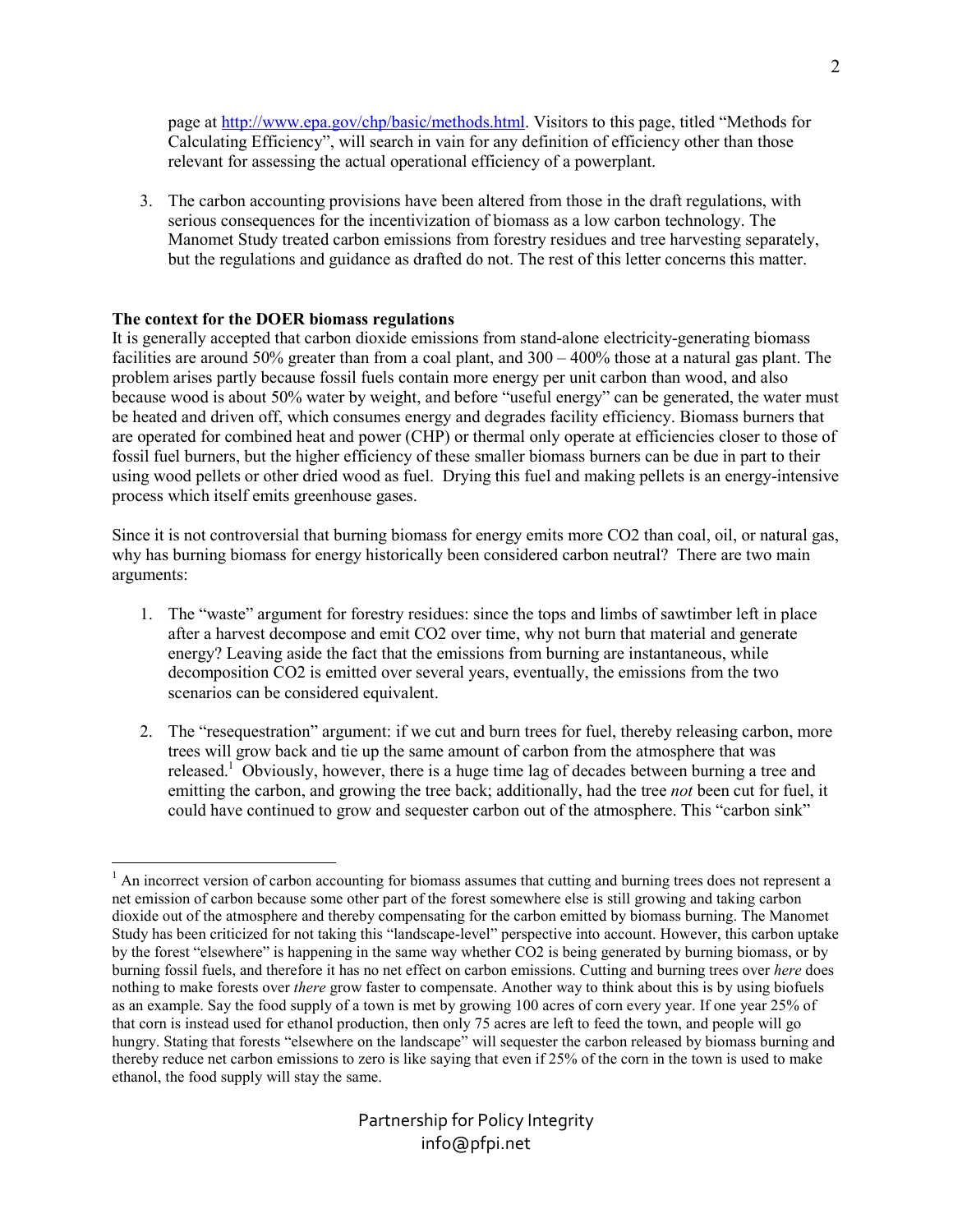page at http://www.epa.gov/chp/basic/methods.html. Visitors to this page, titled "Methods for Calculating Efficiency", will search in vain for any definition of efficiency other than those relevant for assessing the actual operational efficiency of a powerplant.

3. The carbon accounting provisions have been altered from those in the draft regulations, with serious consequences for the incentivization of biomass as a low carbon technology. The Manomet Study treated carbon emissions from forestry residues and tree harvesting separately, but the regulations and guidance as drafted do not. The rest of this letter concerns this matter.

**The context for the DOER biomass regulations**

It is generally accepted that carbon dioxide emissions from stand-alone electricity-generating biomass facilities are around 50% greater than from a coal plant, and 300 – 400% those at a natural gas plant. The problem arises partly because fossil fuels contain more energy per unit carbon than wood, and also because wood is about 50% water by weight, and before "useful energy" can be generated, the water must be heated and driven off, which consumes energy and degrades facility efficiency. Biomass burners that are operated for combined heat and power (CHP) or thermal only operate at efficiencies closer to those of fossil fuel burners, but the higher efficiency of these smaller biomass burners can be due in part to their using wood pellets or other dried wood as fuel. Drying this fuel and making pellets is an energy-intensive process which itself emits greenhouse gases.

Since it is not controversial that burning biomass for energy emits more $CO_2$ than coal, oil, or natural gas, why has burning biomass for energy historically been considered carbon neutral? There are two main arguments:

1. The "waste" argument for forestry residues: since the tops and limbs of sawtimber left in place after a harvest decompose and emit $CO_2$ over time, why not burn that material and generate energy? Leaving aside the fact that the emissions from burning are instantaneous, while decomposition $CO_2$ is emitted over several years, eventually, the emissions from the two scenarios can be considered equivalent.

2. The "resequestration" argument: if we cut and burn trees for fuel, thereby releasing carbon, more trees will grow back and tie up the same amount of carbon from the atmosphere that was released.[1] Obviously, however, there is a huge time lag of decades between burning a tree and emitting the carbon, and growing the tree back; additionally, had the tree *not* been cut for fuel, it could have continued to grow and sequester carbon out of the atmosphere. This "carbon sink"

[1] An incorrect version of carbon accounting for biomass assumes that cutting and burning trees does not represent a net emission of carbon because some other part of the forest somewhere else is still growing and taking carbon dioxide out of the atmosphere and thereby compensating for the carbon emitted by biomass burning. The Manomet Study has been criticized for not taking this "landscape-level" perspective into account. However, this carbon uptake by the forest "elsewhere" is happening in the same way whether $CO_2$ is being generated by burning biomass, or by burning fossil fuels, and therefore it has no net effect on carbon emissions. Cutting and burning trees over *here* does nothing to make forests over *there* grow faster to compensate. Another way to think about this is by using biofuels as an example. Say the food supply of a town is met by growing 100 acres of corn every year. If one year 25% of that corn is instead used for ethanol production, then only 75 acres are left to feed the town, and people will go hungry. Stating that forests "elsewhere on the landscape" will sequester the carbon released by biomass burning and thereby reduce net carbon emissions to zero is like saying that even if 25% of the corn in the town is used to make ethanol, the food supply will stay the same.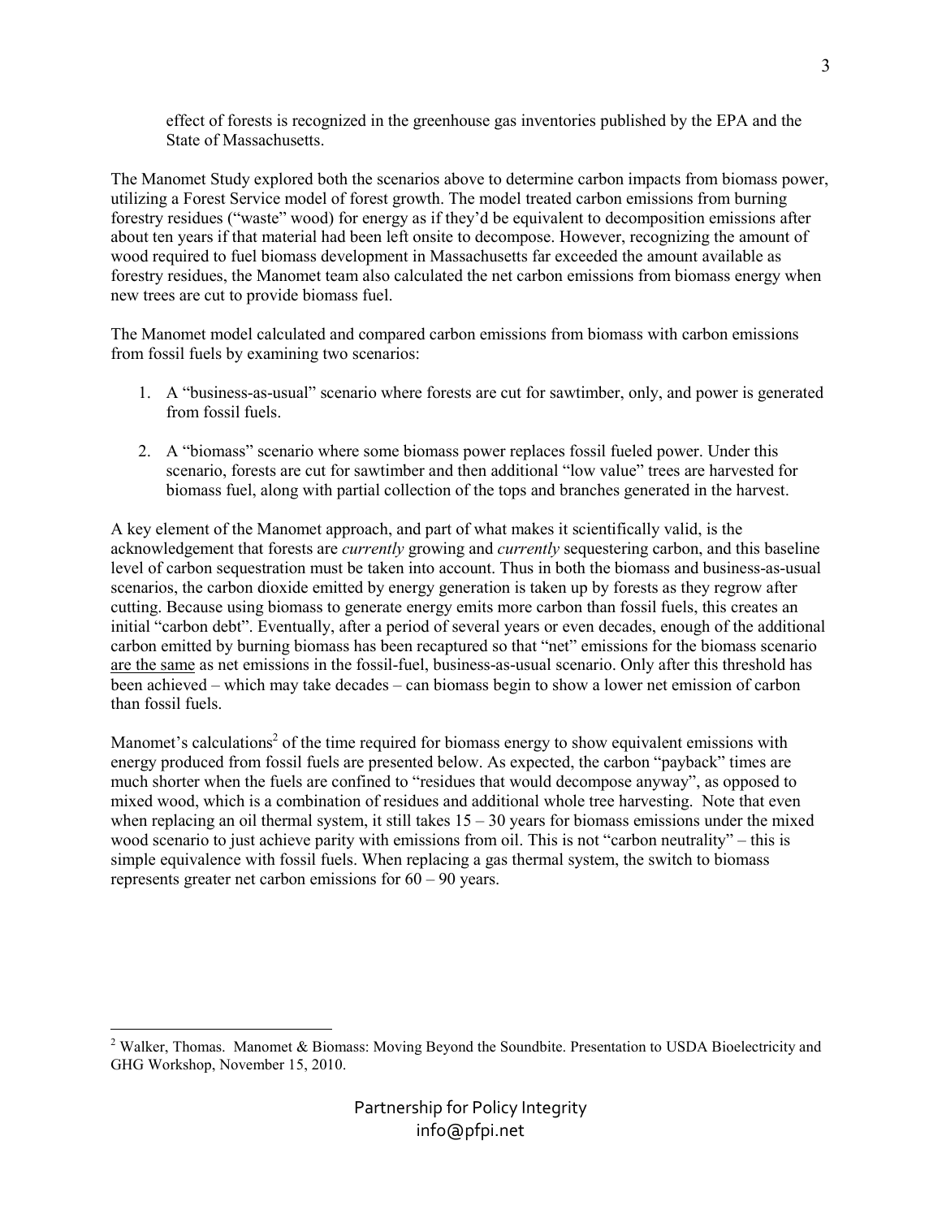effect of forests is recognized in the greenhouse gas inventories published by the EPA and the State of Massachusetts.

The Manomet Study explored both the scenarios above to determine carbon impacts from biomass power, utilizing a Forest Service model of forest growth. The model treated carbon emissions from burning forestry residues ("waste" wood) for energy as if they'd be equivalent to decomposition emissions after about ten years if that material had been left onsite to decompose. However, recognizing the amount of wood required to fuel biomass development in Massachusetts far exceeded the amount available as forestry residues, the Manomet team also calculated the net carbon emissions from biomass energy when new trees are cut to provide biomass fuel.

The Manomet model calculated and compared carbon emissions from biomass with carbon emissions from fossil fuels by examining two scenarios:

1. A "business-as-usual" scenario where forests are cut for sawtimber, only, and power is generated from fossil fuels.

2. A "biomass" scenario where some biomass power replaces fossil fueled power. Under this scenario, forests are cut for sawtimber and then additional "low value" trees are harvested for biomass fuel, along with partial collection of the tops and branches generated in the harvest.

A key element of the Manomet approach, and part of what makes it scientifically valid, is the acknowledgement that forests are *currently* growing and *currently* sequestering carbon, and this baseline level of carbon sequestration must be taken into account. Thus in both the biomass and business-as-usual scenarios, the carbon dioxide emitted by energy generation is taken up by forests as they regrow after cutting. Because using biomass to generate energy emits more carbon than fossil fuels, this creates an initial "carbon debt". Eventually, after a period of several years or even decades, enough of the additional carbon emitted by burning biomass has been recaptured so that "net" emissions for the biomass scenario <u>are the same</u> as net emissions in the fossil-fuel, business-as-usual scenario. Only after this threshold has been achieved – which may take decades – can biomass begin to show a lower net emission of carbon than fossil fuels.

Manomet's calculations[2] of the time required for biomass energy to show equivalent emissions with energy produced from fossil fuels are presented below. As expected, the carbon "payback" times are much shorter when the fuels are confined to "residues that would decompose anyway", as opposed to mixed wood, which is a combination of residues and additional whole tree harvesting. Note that even when replacing an oil thermal system, it still takes 15 – 30 years for biomass emissions under the mixed wood scenario to just achieve parity with emissions from oil. This is not "carbon neutrality" – this is simple equivalence with fossil fuels. When replacing a gas thermal system, the switch to biomass represents greater net carbon emissions for 60 – 90 years.

---

[2] Walker, Thomas. Manomet & Biomass: Moving Beyond the Soundbite. Presentation to USDA Bioelectricity and GHG Workshop, November 15, 2010.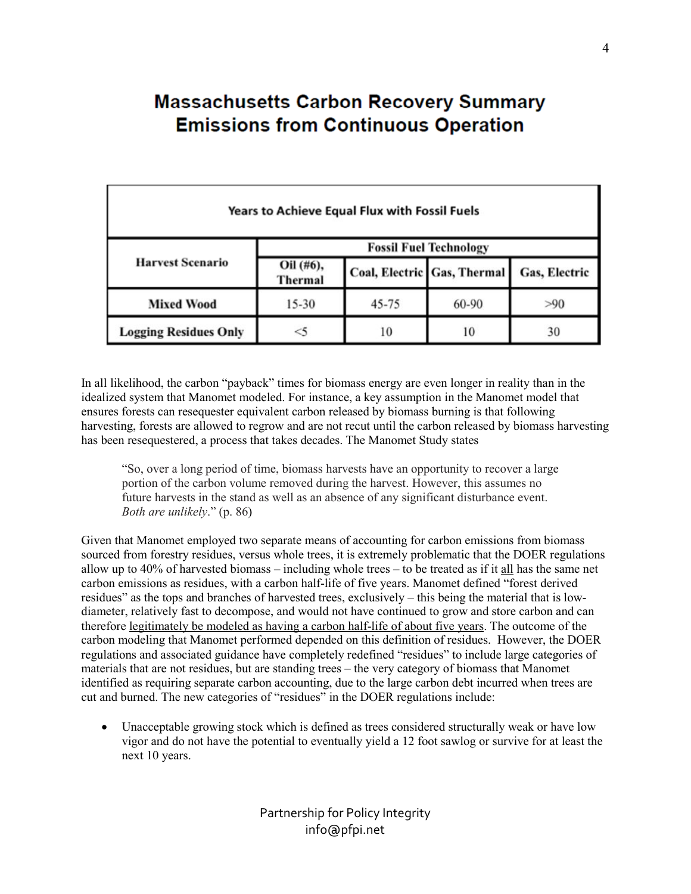# Massachusetts Carbon Recovery Summary
# Emissions from Continuous Operation

| Years to Achieve Equal Flux with Fossil Fuels | | | | |
|---|---|---|---|---|
| **Harvest Scenario** | **Fossil Fuel Technology** | | | |
| | **Oil (#6), Thermal** | **Coal, Electric** | **Gas, Thermal** | **Gas, Electric** |
| **Mixed Wood** | 15-30 | 45-75 | 60-90 | >90 |
| **Logging Residues Only** | <5 | 10 | 10 | 30 |

In all likelihood, the carbon "payback" times for biomass energy are even longer in reality than in the idealized system that Manomet modeled. For instance, a key assumption in the Manomet model that ensures forests can resequester equivalent carbon released by biomass burning is that following harvesting, forests are allowed to regrow and are not recut until the carbon released by biomass harvesting has been resequestered, a process that takes decades. The Manomet Study states

> "So, over a long period of time, biomass harvests have an opportunity to recover a large portion of the carbon volume removed during the harvest. However, this assumes no future harvests in the stand as well as an absence of any significant disturbance event. *Both are unlikely*." (p. 86)

Given that Manomet employed two separate means of accounting for carbon emissions from biomass sourced from forestry residues, versus whole trees, it is extremely problematic that the DOER regulations allow up to 40% of harvested biomass – including whole trees – to be treated as if it <u>all</u> has the same net carbon emissions as residues, with a carbon half-life of five years. Manomet defined "forest derived residues" as the tops and branches of harvested trees, exclusively – this being the material that is low-diameter, relatively fast to decompose, and would not have continued to grow and store carbon and can therefore <u>legitimately be modeled as having a carbon half-life of about five years</u>. The outcome of the carbon modeling that Manomet performed depended on this definition of residues. However, the DOER regulations and associated guidance have completely redefined "residues" to include large categories of materials that are not residues, but are standing trees – the very category of biomass that Manomet identified as requiring separate carbon accounting, due to the large carbon debt incurred when trees are cut and burned. The new categories of "residues" in the DOER regulations include:

- Unacceptable growing stock which is defined as trees considered structurally weak or have low vigor and do not have the potential to eventually yield a 12 foot sawlog or survive for at least the next 10 years.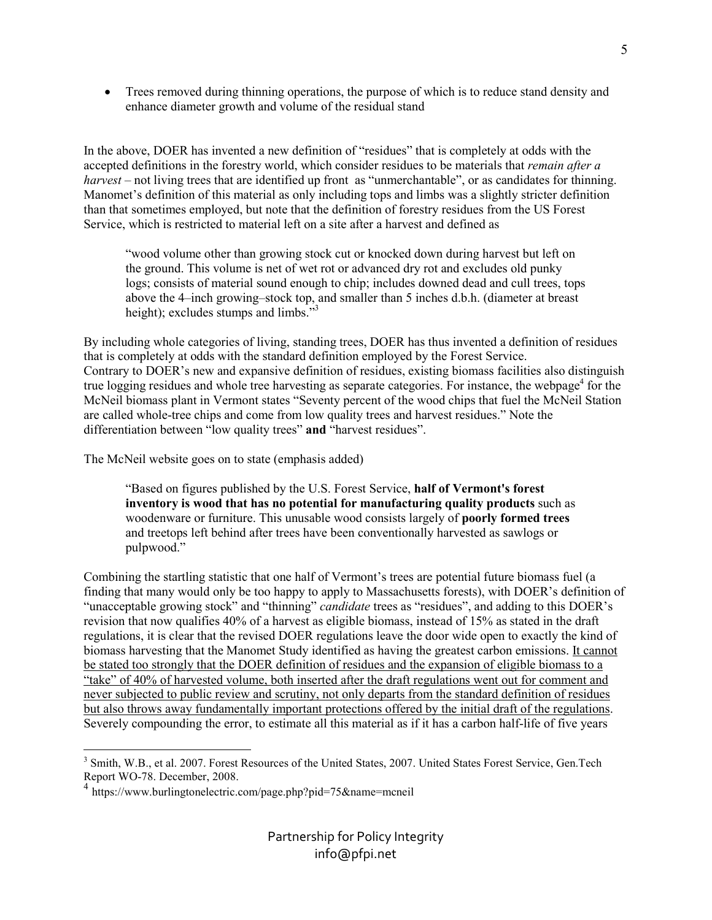- Trees removed during thinning operations, the purpose of which is to reduce stand density and enhance diameter growth and volume of the residual stand

In the above, DOER has invented a new definition of "residues" that is completely at odds with the accepted definitions in the forestry world, which consider residues to be materials that *remain after a harvest* – not living trees that are identified up front as "unmerchantable", or as candidates for thinning. Manomet's definition of this material as only including tops and limbs was a slightly stricter definition than that sometimes employed, but note that the definition of forestry residues from the US Forest Service, which is restricted to material left on a site after a harvest and defined as

> "wood volume other than growing stock cut or knocked down during harvest but left on the ground. This volume is net of wet rot or advanced dry rot and excludes old punky logs; consists of material sound enough to chip; includes downed dead and cull trees, tops above the 4–inch growing–stock top, and smaller than 5 inches d.b.h. (diameter at breast height); excludes stumps and limbs."[3]

By including whole categories of living, standing trees, DOER has thus invented a definition of residues that is completely at odds with the standard definition employed by the Forest Service. Contrary to DOER's new and expansive definition of residues, existing biomass facilities also distinguish true logging residues and whole tree harvesting as separate categories. For instance, the webpage[4] for the McNeil biomass plant in Vermont states "Seventy percent of the wood chips that fuel the McNeil Station are called whole-tree chips and come from low quality trees and harvest residues." Note the differentiation between "low quality trees" **and** "harvest residues".

The McNeil website goes on to state (emphasis added)

> "Based on figures published by the U.S. Forest Service, **half of Vermont's forest inventory is wood that has no potential for manufacturing quality products** such as woodenware or furniture. This unusable wood consists largely of **poorly formed trees** and treetops left behind after trees have been conventionally harvested as sawlogs or pulpwood."

Combining the startling statistic that one half of Vermont's trees are potential future biomass fuel (a finding that many would only be too happy to apply to Massachusetts forests), with DOER's definition of "unacceptable growing stock" and "thinning" *candidate* trees as "residues", and adding to this DOER's revision that now qualifies 40% of a harvest as eligible biomass, instead of 15% as stated in the draft regulations, it is clear that the revised DOER regulations leave the door wide open to exactly the kind of biomass harvesting that the Manomet Study identified as having the greatest carbon emissions. <u>It cannot be stated too strongly that the DOER definition of residues and the expansion of eligible biomass to a "take" of 40% of harvested volume, both inserted after the draft regulations went out for comment and never subjected to public review and scrutiny, not only departs from the standard definition of residues but also throws away fundamentally important protections offered by the initial draft of the regulations</u>. Severely compounding the error, to estimate all this material as if it has a carbon half-life of five years

[3] Smith, W.B., et al. 2007. Forest Resources of the United States, 2007. United States Forest Service, Gen.Tech Report WO-78. December, 2008.

[4] https://www.burlingtonelectric.com/page.php?pid=75&name=mcneil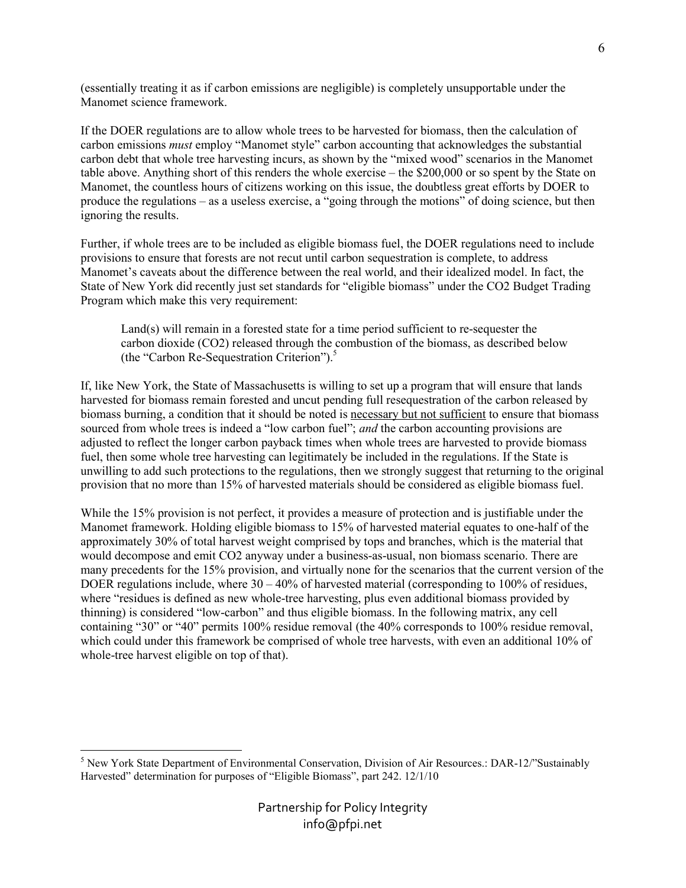(essentially treating it as if carbon emissions are negligible) is completely unsupportable under the Manomet science framework.

If the DOER regulations are to allow whole trees to be harvested for biomass, then the calculation of carbon emissions *must* employ "Manomet style" carbon accounting that acknowledges the substantial carbon debt that whole tree harvesting incurs, as shown by the "mixed wood" scenarios in the Manomet table above. Anything short of this renders the whole exercise – the $200,000 or so spent by the State on Manomet, the countless hours of citizens working on this issue, the doubtless great efforts by DOER to produce the regulations – as a useless exercise, a "going through the motions" of doing science, but then ignoring the results.

Further, if whole trees are to be included as eligible biomass fuel, the DOER regulations need to include provisions to ensure that forests are not recut until carbon sequestration is complete, to address Manomet's caveats about the difference between the real world, and their idealized model. In fact, the State of New York did recently just set standards for "eligible biomass" under the CO2 Budget Trading Program which make this very requirement:

> Land(s) will remain in a forested state for a time period sufficient to re-sequester the carbon dioxide ($CO_2$) released through the combustion of the biomass, as described below (the "Carbon Re-Sequestration Criterion").[5]

If, like New York, the State of Massachusetts is willing to set up a program that will ensure that lands harvested for biomass remain forested and uncut pending full resequestration of the carbon released by biomass burning, a condition that it should be noted is <u>necessary but not sufficient</u> to ensure that biomass sourced from whole trees is indeed a "low carbon fuel"; *and* the carbon accounting provisions are adjusted to reflect the longer carbon payback times when whole trees are harvested to provide biomass fuel, then some whole tree harvesting can legitimately be included in the regulations. If the State is unwilling to add such protections to the regulations, then we strongly suggest that returning to the original provision that no more than 15% of harvested materials should be considered as eligible biomass fuel.

While the 15% provision is not perfect, it provides a measure of protection and is justifiable under the Manomet framework. Holding eligible biomass to 15% of harvested material equates to one-half of the approximately 30% of total harvest weight comprised by tops and branches, which is the material that would decompose and emit CO2 anyway under a business-as-usual, non biomass scenario. There are many precedents for the 15% provision, and virtually none for the scenarios that the current version of the DOER regulations include, where 30 – 40% of harvested material (corresponding to 100% of residues, where "residues is defined as new whole-tree harvesting, plus even additional biomass provided by thinning) is considered "low-carbon" and thus eligible biomass. In the following matrix, any cell containing "30" or "40" permits 100% residue removal (the 40% corresponds to 100% residue removal, which could under this framework be comprised of whole tree harvests, with even an additional 10% of whole-tree harvest eligible on top of that).

[5] New York State Department of Environmental Conservation, Division of Air Resources.: DAR-12/"Sustainably Harvested" determination for purposes of "Eligible Biomass", part 242. 12/1/10

Partnership for Policy Integrity
info@pfpi.net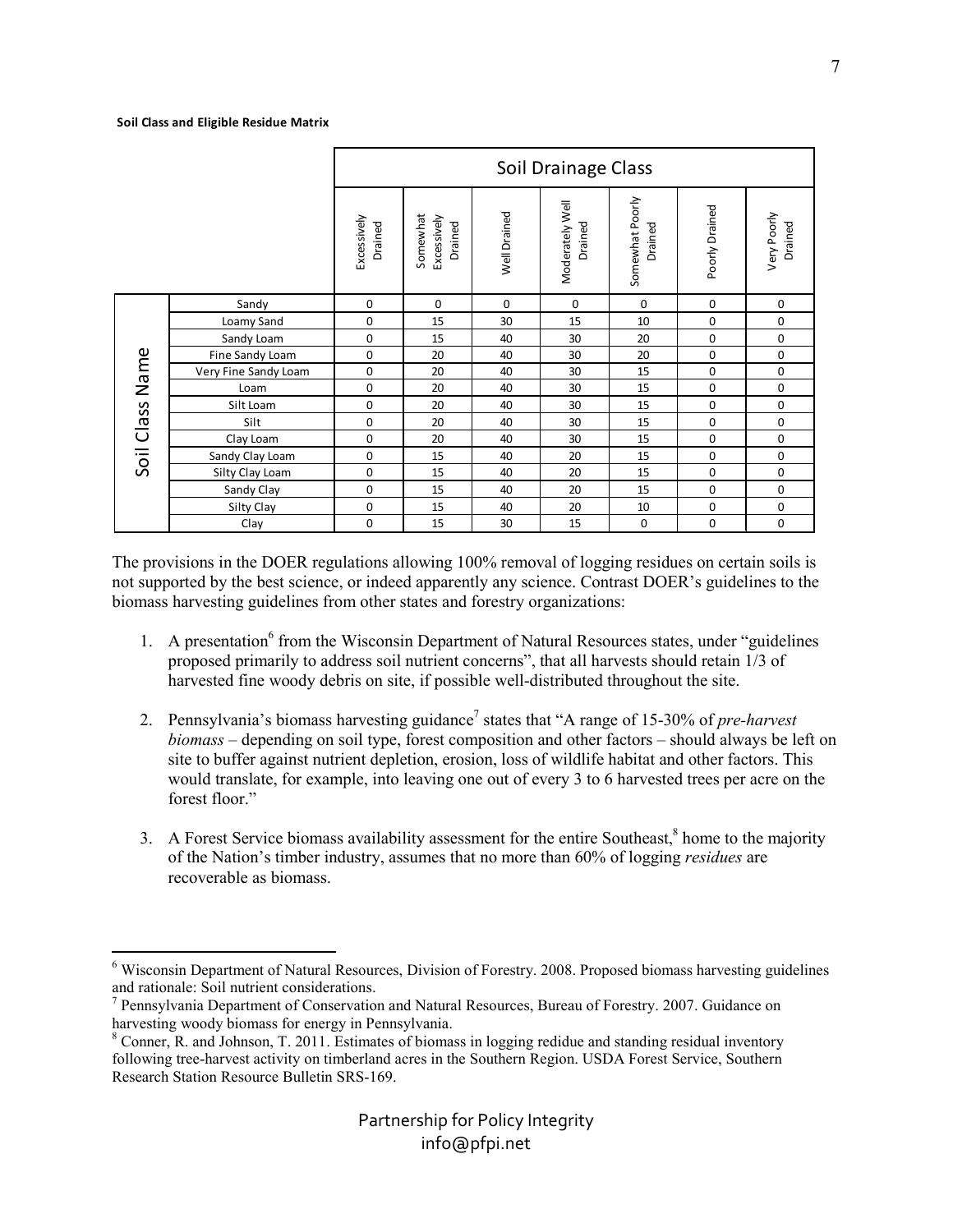**Soil Class and Eligible Residue Matrix**

| | | Soil Drainage Class | | | | | | |
|---|---|---|---|---|---|---|---|---|
| | | Excessively Drained | Somewhat Excessively Drained | Well Drained | Moderately Well Drained | Somewhat Poorly Drained | Poorly Drained | Very Poorly Drained |
| Soil Class Name | Sandy | 0 | 0 | 0 | 0 | 0 | 0 | 0 |
| | Loamy Sand | 0 | 15 | 30 | 15 | 10 | 0 | 0 |
| | Sandy Loam | 0 | 15 | 40 | 30 | 20 | 0 | 0 |
| | Fine Sandy Loam | 0 | 20 | 40 | 30 | 20 | 0 | 0 |
| | Very Fine Sandy Loam | 0 | 20 | 40 | 30 | 15 | 0 | 0 |
| | Loam | 0 | 20 | 40 | 30 | 15 | 0 | 0 |
| | Silt Loam | 0 | 20 | 40 | 30 | 15 | 0 | 0 |
| | Silt | 0 | 20 | 40 | 30 | 15 | 0 | 0 |
| | Clay Loam | 0 | 20 | 40 | 30 | 15 | 0 | 0 |
| | Sandy Clay Loam | 0 | 15 | 40 | 20 | 15 | 0 | 0 |
| | Silty Clay Loam | 0 | 15 | 40 | 20 | 15 | 0 | 0 |
| | Sandy Clay | 0 | 15 | 40 | 20 | 15 | 0 | 0 |
| | Silty Clay | 0 | 15 | 40 | 20 | 10 | 0 | 0 |
| | Clay | 0 | 15 | 30 | 15 | 0 | 0 | 0 |

The provisions in the DOER regulations allowing 100% removal of logging residues on certain soils is not supported by the best science, or indeed apparently any science. Contrast DOER's guidelines to the biomass harvesting guidelines from other states and forestry organizations:

1. A presentation[6] from the Wisconsin Department of Natural Resources states, under "guidelines proposed primarily to address soil nutrient concerns", that all harvests should retain 1/3 of harvested fine woody debris on site, if possible well-distributed throughout the site.

2. Pennsylvania's biomass harvesting guidance[7] states that "A range of 15-30% of *pre-harvest biomass* – depending on soil type, forest composition and other factors – should always be left on site to buffer against nutrient depletion, erosion, loss of wildlife habitat and other factors. This would translate, for example, into leaving one out of every 3 to 6 harvested trees per acre on the forest floor."

3. A Forest Service biomass availability assessment for the entire Southeast,[8] home to the majority of the Nation's timber industry, assumes that no more than 60% of logging *residues* are recoverable as biomass.

---

[6] Wisconsin Department of Natural Resources, Division of Forestry. 2008. Proposed biomass harvesting guidelines and rationale: Soil nutrient considerations.

[7] Pennsylvania Department of Conservation and Natural Resources, Bureau of Forestry. 2007. Guidance on harvesting woody biomass for energy in Pennsylvania.

[8] Conner, R. and Johnson, T. 2011. Estimates of biomass in logging redidue and standing residual inventory following tree-harvest activity on timberland acres in the Southern Region. USDA Forest Service, Southern Research Station Resource Bulletin SRS-169.

Partnership for Policy Integrity
info@pfpi.net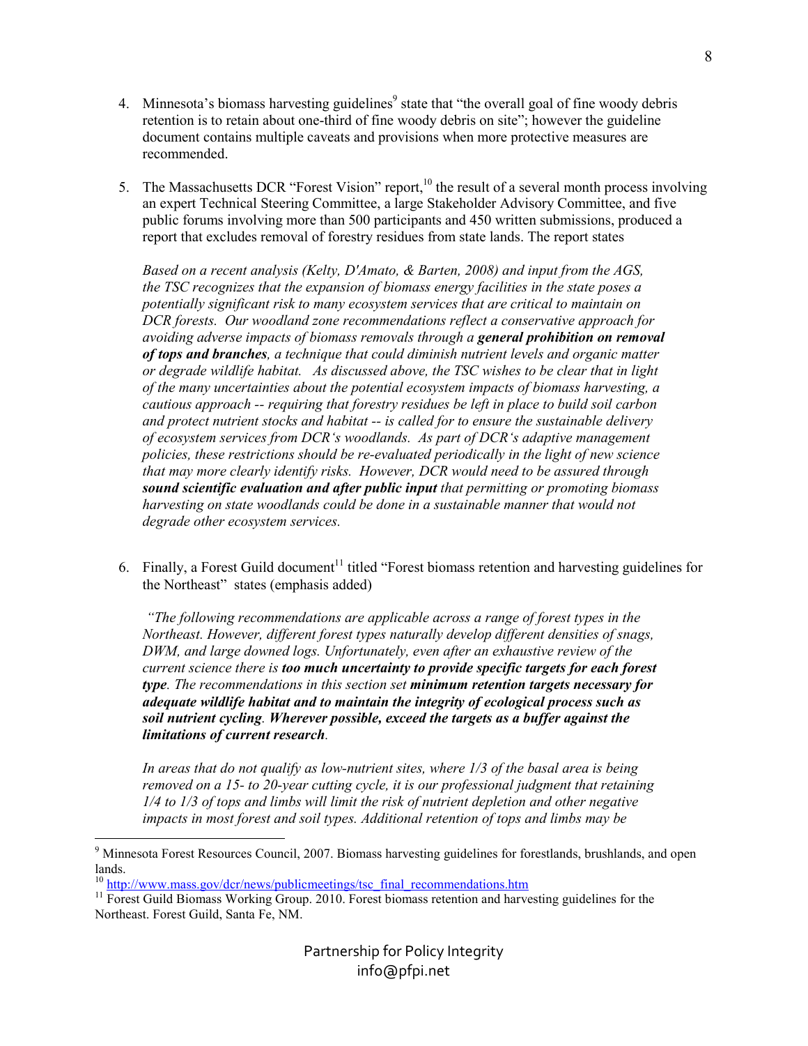4. Minnesota's biomass harvesting guidelines[9] state that "the overall goal of fine woody debris retention is to retain about one-third of fine woody debris on site"; however the guideline document contains multiple caveats and provisions when more protective measures are recommended.

5. The Massachusetts DCR "Forest Vision" report,[10] the result of a several month process involving an expert Technical Steering Committee, a large Stakeholder Advisory Committee, and five public forums involving more than 500 participants and 450 written submissions, produced a report that excludes removal of forestry residues from state lands. The report states

   *Based on a recent analysis (Kelty, D'Amato, & Barten, 2008) and input from the AGS, the TSC recognizes that the expansion of biomass energy facilities in the state poses a potentially significant risk to many ecosystem services that are critical to maintain on DCR forests. Our woodland zone recommendations reflect a conservative approach for avoiding adverse impacts of biomass removals through a* ***general prohibition on removal of tops and branches****, a technique that could diminish nutrient levels and organic matter or degrade wildlife habitat. As discussed above, the TSC wishes to be clear that in light of the many uncertainties about the potential ecosystem impacts of biomass harvesting, a cautious approach -- requiring that forestry residues be left in place to build soil carbon and protect nutrient stocks and habitat -- is called for to ensure the sustainable delivery of ecosystem services from DCR's woodlands. As part of DCR's adaptive management policies, these restrictions should be re-evaluated periodically in the light of new science that may more clearly identify risks. However, DCR would need to be assured through* ***sound scientific evaluation and after public input*** *that permitting or promoting biomass harvesting on state woodlands could be done in a sustainable manner that would not degrade other ecosystem services.*

6. Finally, a Forest Guild document[11] titled "Forest biomass retention and harvesting guidelines for the Northeast" states (emphasis added)

   *"The following recommendations are applicable across a range of forest types in the Northeast. However, different forest types naturally develop different densities of snags, DWM, and large downed logs. Unfortunately, even after an exhaustive review of the current science there is* ***too much uncertainty to provide specific targets for each forest type****. The recommendations in this section set* ***minimum retention targets necessary for adequate wildlife habitat and to maintain the integrity of ecological process such as soil nutrient cycling****.* ***Wherever possible, exceed the targets as a buffer against the limitations of current research****.*

   *In areas that do not qualify as low-nutrient sites, where 1/3 of the basal area is being removed on a 15- to 20-year cutting cycle, it is our professional judgment that retaining 1/4 to 1/3 of tops and limbs will limit the risk of nutrient depletion and other negative impacts in most forest and soil types. Additional retention of tops and limbs may be*

---

[9] Minnesota Forest Resources Council, 2007. Biomass harvesting guidelines for forestlands, brushlands, and open lands.

[10] http://www.mass.gov/dcr/news/publicmeetings/tsc_final_recommendations.htm

[11] Forest Guild Biomass Working Group. 2010. Forest biomass retention and harvesting guidelines for the Northeast. Forest Guild, Santa Fe, NM.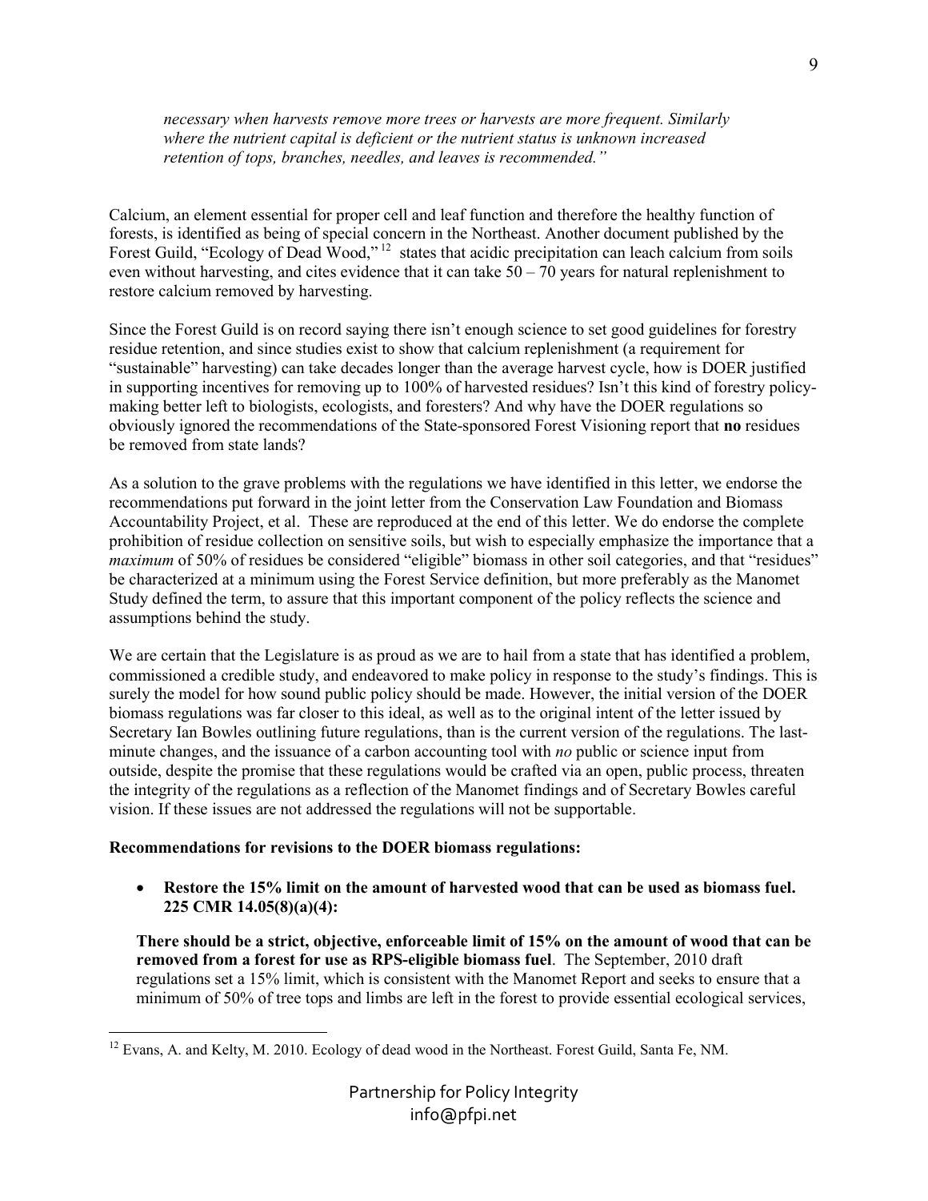*necessary when harvests remove more trees or harvests are more frequent. Similarly where the nutrient capital is deficient or the nutrient status is unknown increased retention of tops, branches, needles, and leaves is recommended."*

Calcium, an element essential for proper cell and leaf function and therefore the healthy function of forests, is identified as being of special concern in the Northeast. Another document published by the Forest Guild, "Ecology of Dead Wood,"[12] states that acidic precipitation can leach calcium from soils even without harvesting, and cites evidence that it can take 50 – 70 years for natural replenishment to restore calcium removed by harvesting.

Since the Forest Guild is on record saying there isn't enough science to set good guidelines for forestry residue retention, and since studies exist to show that calcium replenishment (a requirement for "sustainable" harvesting) can take decades longer than the average harvest cycle, how is DOER justified in supporting incentives for removing up to 100% of harvested residues? Isn't this kind of forestry policy-making better left to biologists, ecologists, and foresters? And why have the DOER regulations so obviously ignored the recommendations of the State-sponsored Forest Visioning report that **no** residues be removed from state lands?

As a solution to the grave problems with the regulations we have identified in this letter, we endorse the recommendations put forward in the joint letter from the Conservation Law Foundation and Biomass Accountability Project, et al. These are reproduced at the end of this letter. We do endorse the complete prohibition of residue collection on sensitive soils, but wish to especially emphasize the importance that a *maximum* of 50% of residues be considered "eligible" biomass in other soil categories, and that "residues" be characterized at a minimum using the Forest Service definition, but more preferably as the Manomet Study defined the term, to assure that this important component of the policy reflects the science and assumptions behind the study.

We are certain that the Legislature is as proud as we are to hail from a state that has identified a problem, commissioned a credible study, and endeavored to make policy in response to the study's findings. This is surely the model for how sound public policy should be made. However, the initial version of the DOER biomass regulations was far closer to this ideal, as well as to the original intent of the letter issued by Secretary Ian Bowles outlining future regulations, than is the current version of the regulations. The last-minute changes, and the issuance of a carbon accounting tool with *no* public or science input from outside, despite the promise that these regulations would be crafted via an open, public process, threaten the integrity of the regulations as a reflection of the Manomet findings and of Secretary Bowles careful vision. If these issues are not addressed the regulations will not be supportable.

**Recommendations for revisions to the DOER biomass regulations:**

- **Restore the 15% limit on the amount of harvested wood that can be used as biomass fuel. 225 CMR 14.05(8)(a)(4):**

**There should be a strict, objective, enforceable limit of 15% on the amount of wood that can be removed from a forest for use as RPS-eligible biomass fuel**. The September, 2010 draft regulations set a 15% limit, which is consistent with the Manomet Report and seeks to ensure that a minimum of 50% of tree tops and limbs are left in the forest to provide essential ecological services,

[12] Evans, A. and Kelty, M. 2010. Ecology of dead wood in the Northeast. Forest Guild, Santa Fe, NM.

Partnership for Policy Integrity
info@pfpi.net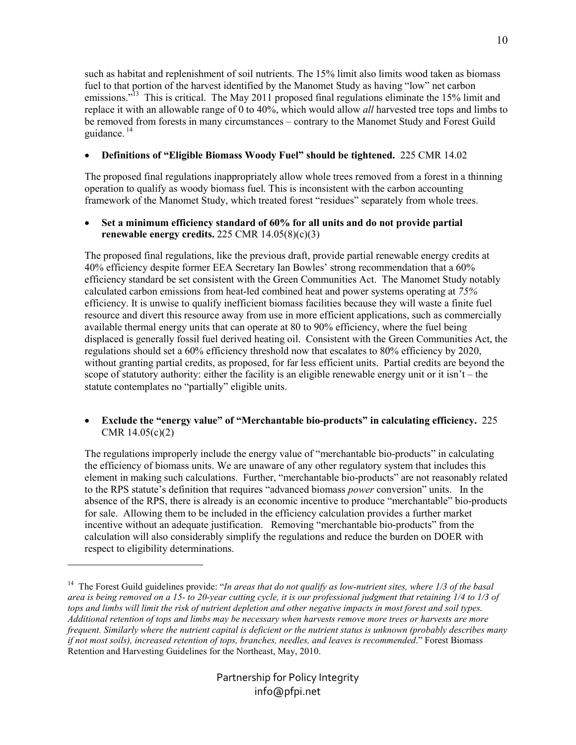such as habitat and replenishment of soil nutrients. The 15% limit also limits wood taken as biomass fuel to that portion of the harvest identified by the Manomet Study as having "low" net carbon emissions."[13] This is critical. The May 2011 proposed final regulations eliminate the 15% limit and replace it with an allowable range of 0 to 40%, which would allow *all* harvested tree tops and limbs to be removed from forests in many circumstances – contrary to the Manomet Study and Forest Guild guidance.[14]

- **Definitions of "Eligible Biomass Woody Fuel" should be tightened.** 225 CMR 14.02

The proposed final regulations inappropriately allow whole trees removed from a forest in a thinning operation to qualify as woody biomass fuel. This is inconsistent with the carbon accounting framework of the Manomet Study, which treated forest "residues" separately from whole trees.

- **Set a minimum efficiency standard of 60% for all units and do not provide partial renewable energy credits.** 225 CMR 14.05(8)(c)(3)

The proposed final regulations, like the previous draft, provide partial renewable energy credits at 40% efficiency despite former EEA Secretary Ian Bowles' strong recommendation that a 60% efficiency standard be set consistent with the Green Communities Act. The Manomet Study notably calculated carbon emissions from heat-led combined heat and power systems operating at *75%* efficiency. It is unwise to qualify inefficient biomass facilities because they will waste a finite fuel resource and divert this resource away from use in more efficient applications, such as commercially available thermal energy units that can operate at 80 to 90% efficiency, where the fuel being displaced is generally fossil fuel derived heating oil. Consistent with the Green Communities Act, the regulations should set a 60% efficiency threshold now that escalates to 80% efficiency by 2020, without granting partial credits, as proposed, for far less efficient units. Partial credits are beyond the scope of statutory authority: either the facility is an eligible renewable energy unit or it isn't – the statute contemplates no "partially" eligible units.

- **Exclude the "energy value" of "Merchantable bio-products" in calculating efficiency.** 225 CMR 14.05(c)(2)

The regulations improperly include the energy value of "merchantable bio-products" in calculating the efficiency of biomass units. We are unaware of any other regulatory system that includes this element in making such calculations. Further, "merchantable bio-products" are not reasonably related to the RPS statute's definition that requires "advanced biomass *power* conversion" units. In the absence of the RPS, there is already is an economic incentive to produce "merchantable" bio-products for sale. Allowing them to be included in the efficiency calculation provides a further market incentive without an adequate justification. Removing "merchantable bio-products" from the calculation will also considerably simplify the regulations and reduce the burden on DOER with respect to eligibility determinations.

---

[14] The Forest Guild guidelines provide: "*In areas that do not qualify as low-nutrient sites, where 1/3 of the basal area is being removed on a 15- to 20-year cutting cycle, it is our professional judgment that retaining 1/4 to 1/3 of tops and limbs will limit the risk of nutrient depletion and other negative impacts in most forest and soil types. Additional retention of tops and limbs may be necessary when harvests remove more trees or harvests are more frequent. Similarly where the nutrient capital is deficient or the nutrient status is unknown (probably describes many if not most soils), increased retention of tops, branches, needles, and leaves is recommended*." Forest Biomass Retention and Harvesting Guidelines for the Northeast, May, 2010.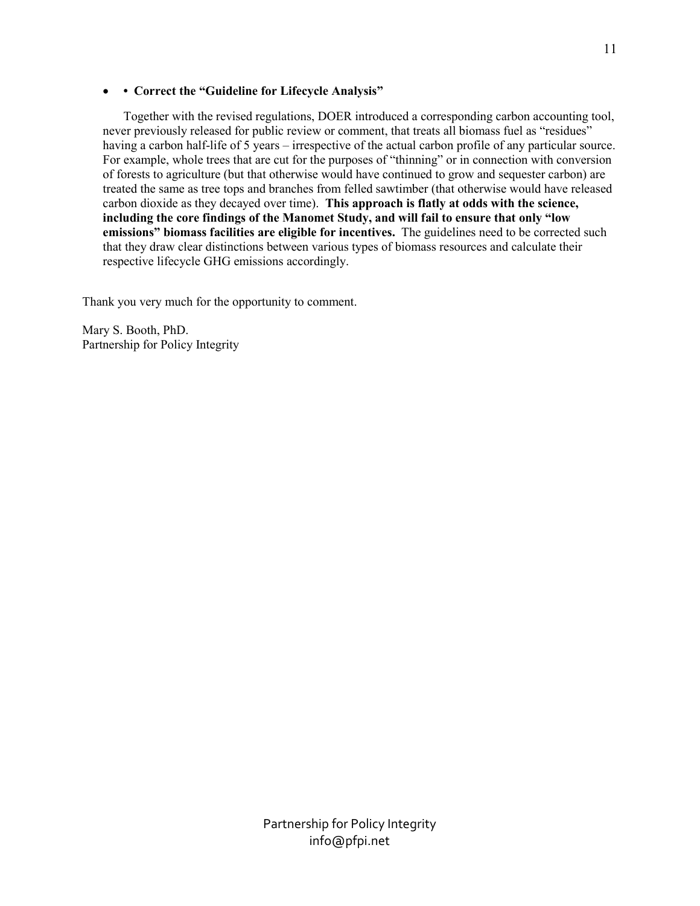- **• Correct the "Guideline for Lifecycle Analysis"**

  Together with the revised regulations, DOER introduced a corresponding carbon accounting tool, never previously released for public review or comment, that treats all biomass fuel as "residues" having a carbon half-life of 5 years – irrespective of the actual carbon profile of any particular source. For example, whole trees that are cut for the purposes of "thinning" or in connection with conversion of forests to agriculture (but that otherwise would have continued to grow and sequester carbon) are treated the same as tree tops and branches from felled sawtimber (that otherwise would have released carbon dioxide as they decayed over time). **This approach is flatly at odds with the science, including the core findings of the Manomet Study, and will fail to ensure that only "low emissions" biomass facilities are eligible for incentives.** The guidelines need to be corrected such that they draw clear distinctions between various types of biomass resources and calculate their respective lifecycle GHG emissions accordingly.

Thank you very much for the opportunity to comment.

Mary S. Booth, PhD.
Partnership for Policy Integrity